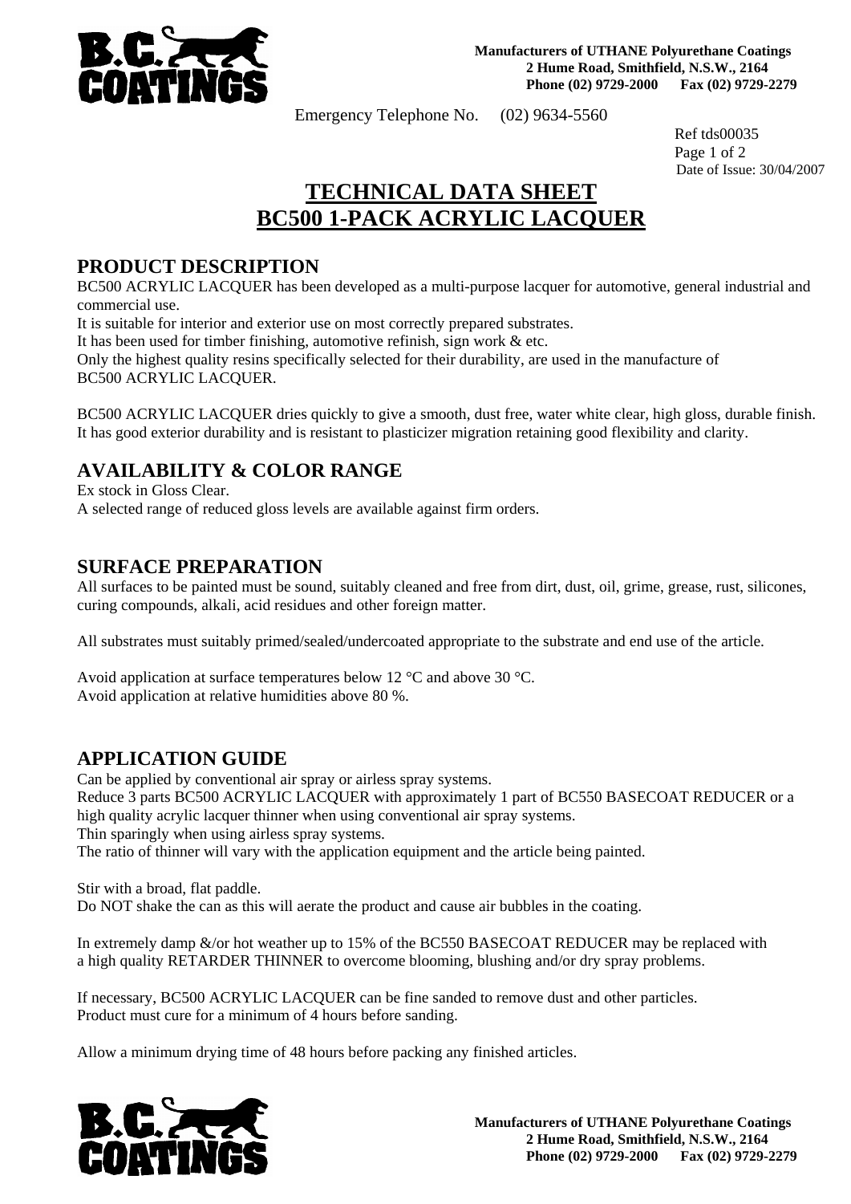**Manufacturers of UTHANE Polyurethane Coatings**
**2 Hume Road, Smithfield, N.S.W., 2164**
**Phone (02) 9729-2000 Fax (02) 9729-2279**

Emergency Telephone No. (02) 9634-5560

Ref tds00035
Date of Issue: 30/04/2007

# TECHNICAL DATA SHEET
# BC500 1-PACK ACRYLIC LACQUER

## PRODUCT DESCRIPTION

BC500 ACRYLIC LACQUER has been developed as a multi-purpose lacquer for automotive, general industrial and commercial use.
It is suitable for interior and exterior use on most correctly prepared substrates.
It has been used for timber finishing, automotive refinish, sign work & etc.
Only the highest quality resins specifically selected for their durability, are used in the manufacture of BC500 ACRYLIC LACQUER.

BC500 ACRYLIC LACQUER dries quickly to give a smooth, dust free, water white clear, high gloss, durable finish. It has good exterior durability and is resistant to plasticizer migration retaining good flexibility and clarity.

## AVAILABILITY & COLOR RANGE

Ex stock in Gloss Clear.
A selected range of reduced gloss levels are available against firm orders.

## SURFACE PREPARATION

All surfaces to be painted must be sound, suitably cleaned and free from dirt, dust, oil, grime, grease, rust, silicones, curing compounds, alkali, acid residues and other foreign matter.

All substrates must suitably primed/sealed/undercoated appropriate to the substrate and end use of the article.

Avoid application at surface temperatures below 12 °C and above 30 °C.
Avoid application at relative humidities above 80 %.

## APPLICATION GUIDE

Can be applied by conventional air spray or airless spray systems.
Reduce 3 parts BC500 ACRYLIC LACQUER with approximately 1 part of BC550 BASECOAT REDUCER or a high quality acrylic lacquer thinner when using conventional air spray systems.
Thin sparingly when using airless spray systems.
The ratio of thinner will vary with the application equipment and the article being painted.

Stir with a broad, flat paddle.
Do NOT shake the can as this will aerate the product and cause air bubbles in the coating.

In extremely damp &/or hot weather up to 15% of the BC550 BASECOAT REDUCER may be replaced with a high quality RETARDER THINNER to overcome blooming, blushing and/or dry spray problems.

If necessary, BC500 ACRYLIC LACQUER can be fine sanded to remove dust and other particles.
Product must cure for a minimum of 4 hours before sanding.

Allow a minimum drying time of 48 hours before packing any finished articles.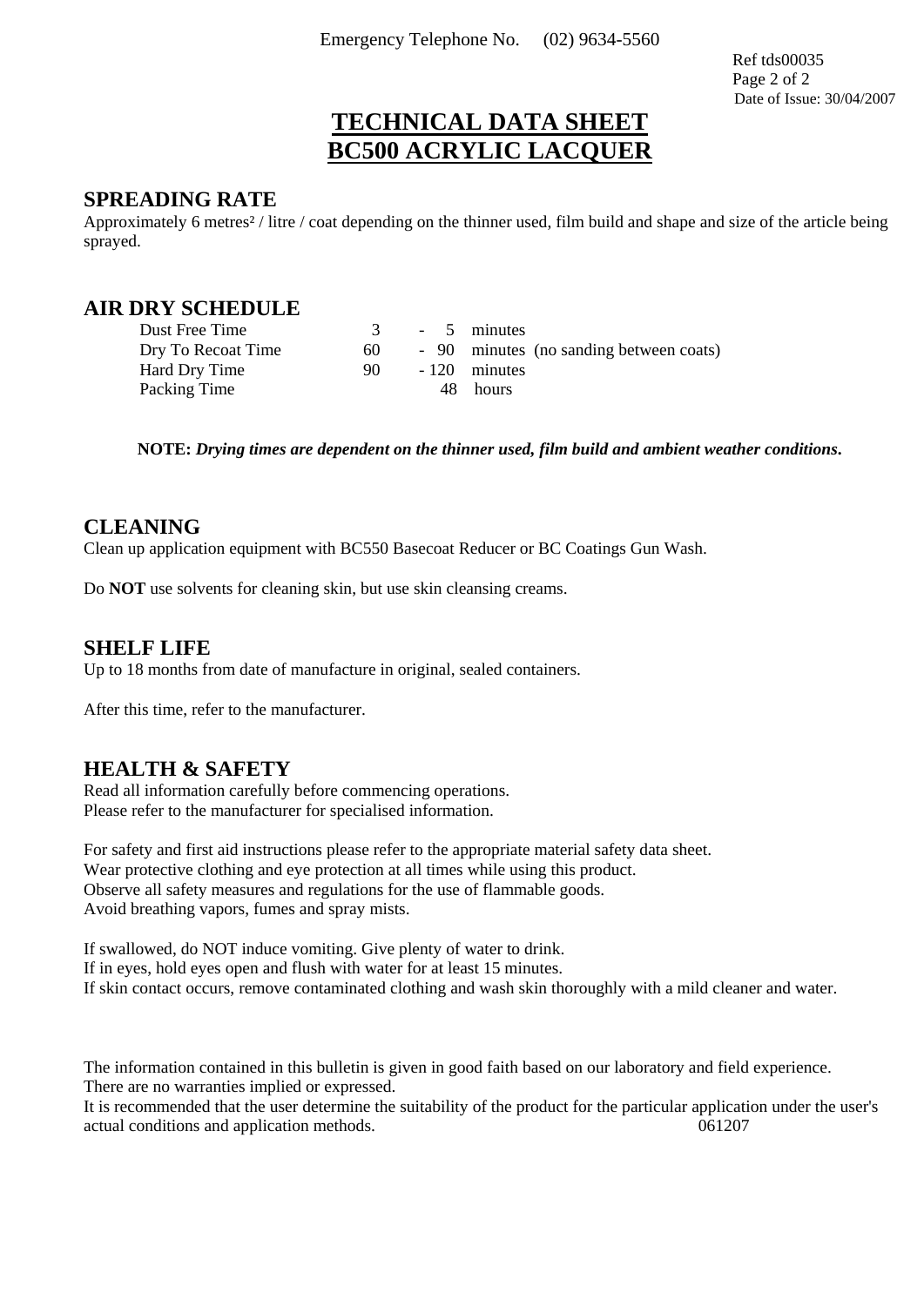Emergency Telephone No. (02) 9634-5560

Ref tds00035
Date of Issue: 30/04/2007

# TECHNICAL DATA SHEET
# BC500 ACRYLIC LACQUER

## SPREADING RATE

Approximately 6 metres² / litre / coat depending on the thinner used, film build and shape and size of the article being sprayed.

## AIR DRY SCHEDULE

| | | |
|---|---|---|
| Dust Free Time | 3 - 5 | minutes |
| Dry To Recoat Time | 60 - 90 | minutes (no sanding between coats) |
| Hard Dry Time | 90 - 120 | minutes |
| Packing Time | 48 | hours |

**NOTE:** ***Drying times are dependent on the thinner used, film build and ambient weather conditions.***

## CLEANING

Clean up application equipment with BC550 Basecoat Reducer or BC Coatings Gun Wash.

Do **NOT** use solvents for cleaning skin, but use skin cleansing creams.

## SHELF LIFE

Up to 18 months from date of manufacture in original, sealed containers.

After this time, refer to the manufacturer.

## HEALTH & SAFETY

Read all information carefully before commencing operations.
Please refer to the manufacturer for specialised information.

For safety and first aid instructions please refer to the appropriate material safety data sheet.
Wear protective clothing and eye protection at all times while using this product.
Observe all safety measures and regulations for the use of flammable goods.
Avoid breathing vapors, fumes and spray mists.

If swallowed, do NOT induce vomiting. Give plenty of water to drink.
If in eyes, hold eyes open and flush with water for at least 15 minutes.
If skin contact occurs, remove contaminated clothing and wash skin thoroughly with a mild cleaner and water.

The information contained in this bulletin is given in good faith based on our laboratory and field experience.
There are no warranties implied or expressed.
It is recommended that the user determine the suitability of the product for the particular application under the user's actual conditions and application methods. 061207